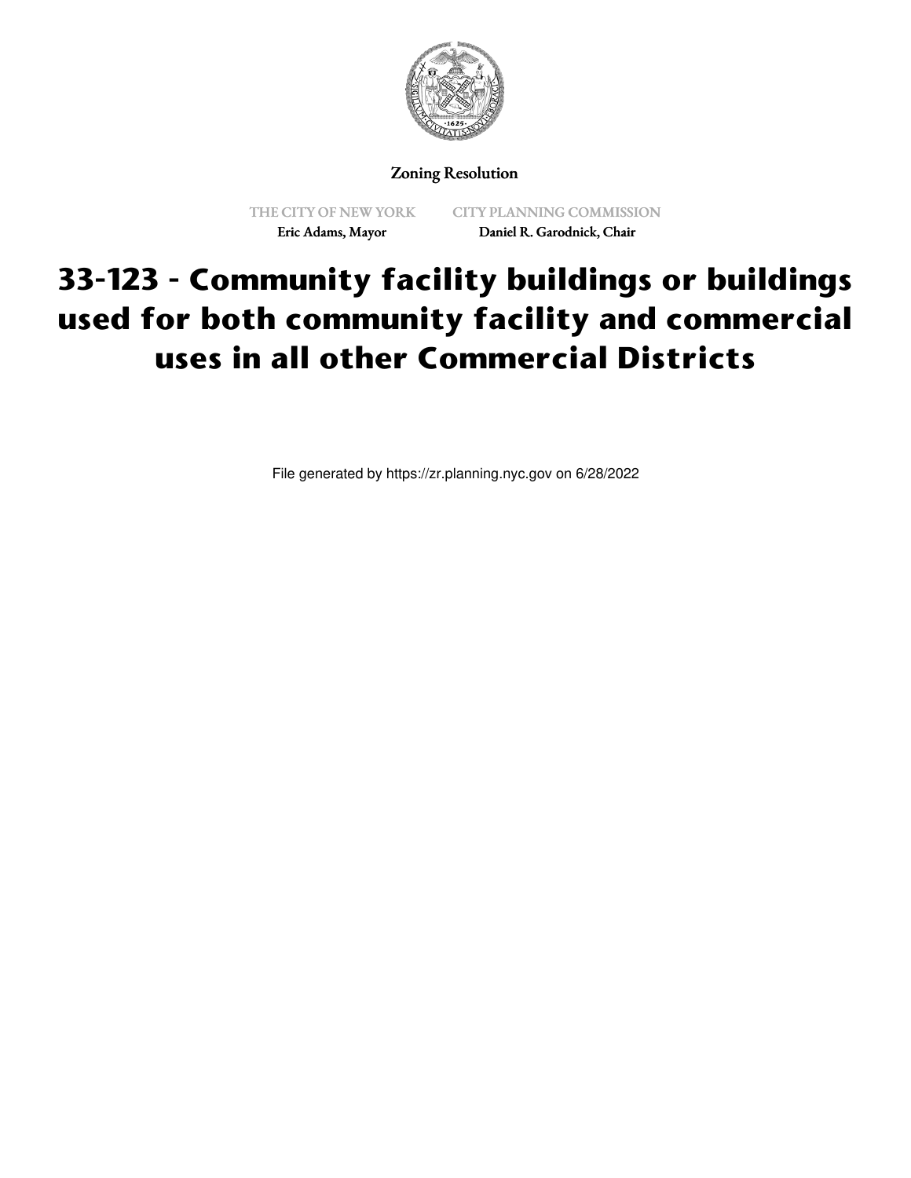Zoning Resolution

THE CITY OF NEW YORK
Eric Adams, Mayor

CITY PLANNING COMMISSION
Daniel R. Garodnick, Chair

# 33-123 - Community facility buildings or buildings used for both community facility and commercial uses in all other Commercial Districts

File generated by https://zr.planning.nyc.gov on 6/28/2022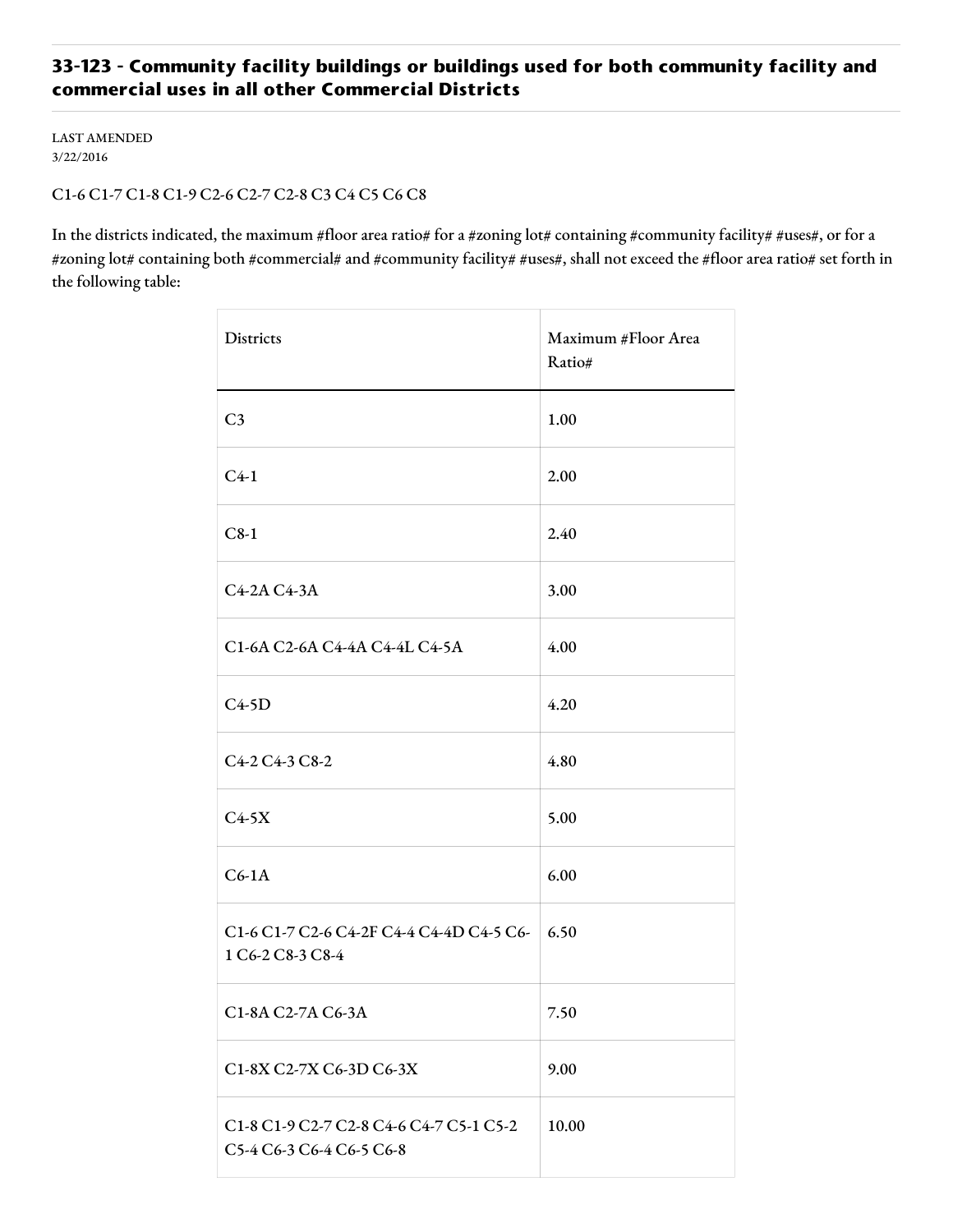## 33-123 - Community facility buildings or buildings used for both community facility and commercial uses in all other Commercial Districts

LAST AMENDED
3/22/2016

C1-6 C1-7 C1-8 C1-9 C2-6 C2-7 C2-8 C3 C4 C5 C6 C8

In the districts indicated, the maximum #floor area ratio# for a #zoning lot# containing #community facility# #uses#, or for a #zoning lot# containing both #commercial# and #community facility# #uses#, shall not exceed the #floor area ratio# set forth in the following table:

| Districts | Maximum #Floor Area Ratio# |
|---|---|
| C3 | 1.00 |
| C4-1 | 2.00 |
| C8-1 | 2.40 |
| C4-2A C4-3A | 3.00 |
| C1-6A C2-6A C4-4A C4-4L C4-5A | 4.00 |
| C4-5D | 4.20 |
| C4-2 C4-3 C8-2 | 4.80 |
| C4-5X | 5.00 |
| C6-1A | 6.00 |
| C1-6 C1-7 C2-6 C4-2F C4-4 C4-4D C4-5 C6-1 C6-2 C8-3 C8-4 | 6.50 |
| C1-8A C2-7A C6-3A | 7.50 |
| C1-8X C2-7X C6-3D C6-3X | 9.00 |
| C1-8 C1-9 C2-7 C2-8 C4-6 C4-7 C5-1 C5-2 C5-4 C6-3 C6-4 C6-5 C6-8 | 10.00 |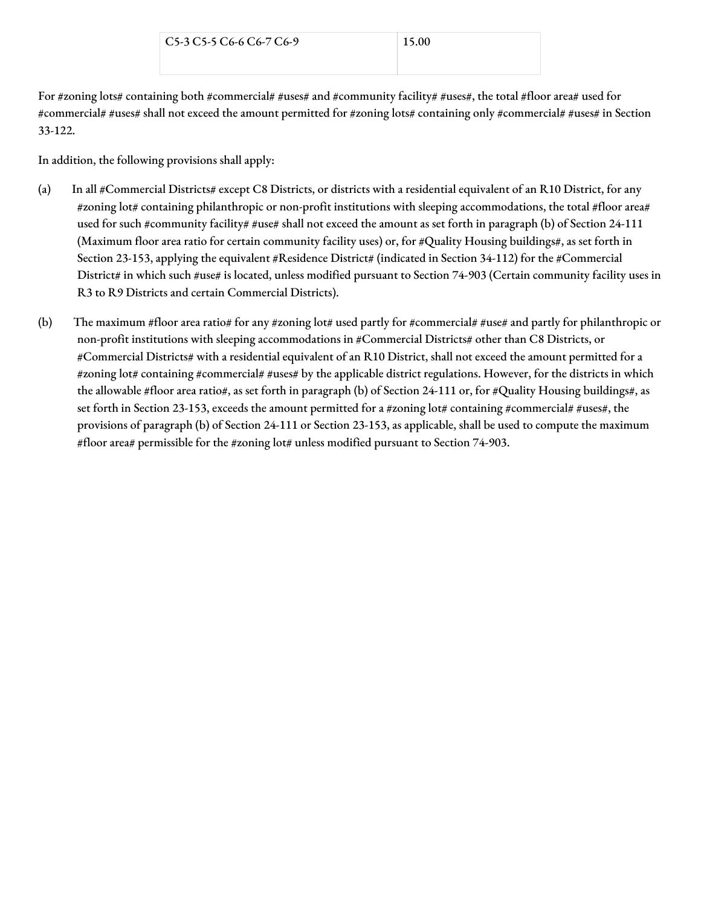| | |
|---|---|
| C5-3 C5-5 C6-6 C6-7 C6-9 | 15.00 |

For #zoning lots# containing both #commercial# #uses# and #community facility# #uses#, the total #floor area# used for #commercial# #uses# shall not exceed the amount permitted for #zoning lots# containing only #commercial# #uses# in Section 33-122.

In addition, the following provisions shall apply:

(a) In all #Commercial Districts# except C8 Districts, or districts with a residential equivalent of an R10 District, for any #zoning lot# containing philanthropic or non-profit institutions with sleeping accommodations, the total #floor area# used for such #community facility# #use# shall not exceed the amount as set forth in paragraph (b) of Section 24-111 (Maximum floor area ratio for certain community facility uses) or, for #Quality Housing buildings#, as set forth in Section 23-153, applying the equivalent #Residence District# (indicated in Section 34-112) for the #Commercial District# in which such #use# is located, unless modified pursuant to Section 74-903 (Certain community facility uses in R3 to R9 Districts and certain Commercial Districts).

(b) The maximum #floor area ratio# for any #zoning lot# used partly for #commercial# #use# and partly for philanthropic or non-profit institutions with sleeping accommodations in #Commercial Districts# other than C8 Districts, or #Commercial Districts# with a residential equivalent of an R10 District, shall not exceed the amount permitted for a #zoning lot# containing #commercial# #uses# by the applicable district regulations. However, for the districts in which the allowable #floor area ratio#, as set forth in paragraph (b) of Section 24-111 or, for #Quality Housing buildings#, as set forth in Section 23-153, exceeds the amount permitted for a #zoning lot# containing #commercial# #uses#, the provisions of paragraph (b) of Section 24-111 or Section 23-153, as applicable, shall be used to compute the maximum #floor area# permissible for the #zoning lot# unless modified pursuant to Section 74-903.